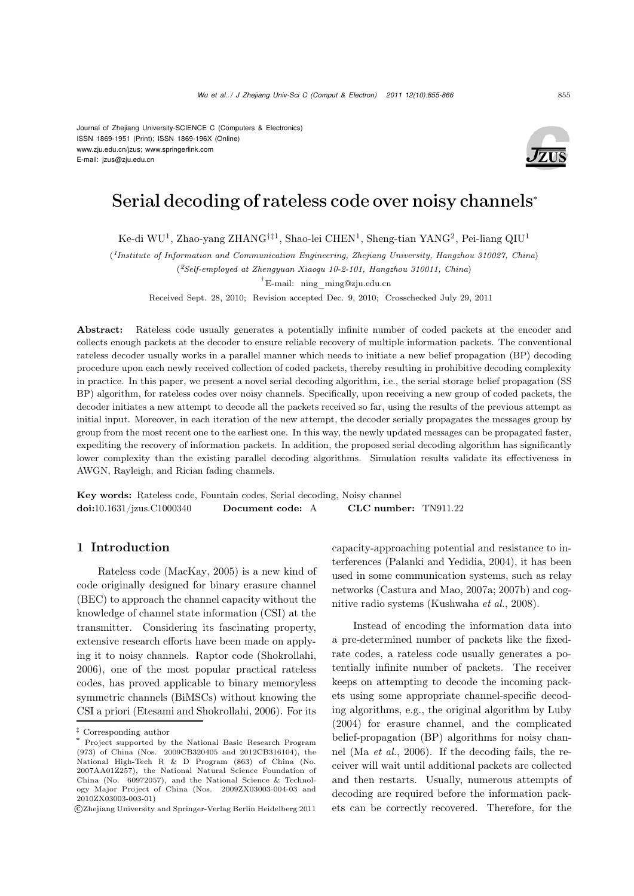Journal of Zhejiang University-SCIENCE C (Computers & Electronics)
ISSN 1869-1951 (Print); ISSN 1869-196X (Online)
www.zju.edu.cn/jzus; www.springerlink.com
E-mail: jzus@zju.edu.cn

# Serial decoding of rateless code over noisy channels*

Ke-di WU[1], Zhao-yang ZHANG[†‡1], Shao-lei CHEN[1], Sheng-tian YANG[2], Pei-liang QIU[1]

([1]Institute of Information and Communication Engineering, Zhejiang University, Hangzhou 310027, China)

([2]Self-employed at Zhengyuan Xiaoqu 10-2-101, Hangzhou 310011, China)

[†]E-mail: ning_ming@zju.edu.cn

Received Sept. 28, 2010; Revision accepted Dec. 9, 2010; Crosschecked July 29, 2011

**Abstract:** Rateless code usually generates a potentially infinite number of coded packets at the encoder and collects enough packets at the decoder to ensure reliable recovery of multiple information packets. The conventional rateless decoder usually works in a parallel manner which needs to initiate a new belief propagation (BP) decoding procedure upon each newly received collection of coded packets, thereby resulting in prohibitive decoding complexity in practice. In this paper, we present a novel serial decoding algorithm, i.e., the serial storage belief propagation (SS BP) algorithm, for rateless codes over noisy channels. Specifically, upon receiving a new group of coded packets, the decoder initiates a new attempt to decode all the packets received so far, using the results of the previous attempt as initial input. Moreover, in each iteration of the new attempt, the decoder serially propagates the messages group by group from the most recent one to the earliest one. In this way, the newly updated messages can be propagated faster, expediting the recovery of information packets. In addition, the proposed serial decoding algorithm has significantly lower complexity than the existing parallel decoding algorithms. Simulation results validate its effectiveness in AWGN, Rayleigh, and Rician fading channels.

**Key words:** Rateless code, Fountain codes, Serial decoding, Noisy channel
**doi:**10.1631/jzus.C1000340 **Document code:** A **CLC number:** TN911.22

## 1 Introduction

Rateless code (MacKay, 2005) is a new kind of code originally designed for binary erasure channel (BEC) to approach the channel capacity without the knowledge of channel state information (CSI) at the transmitter. Considering its fascinating property, extensive research efforts have been made on applying it to noisy channels. Raptor code (Shokrollahi, 2006), one of the most popular practical rateless codes, has proved applicable to binary memoryless symmetric channels (BiMSCs) without knowing the CSI a priori (Etesami and Shokrollahi, 2006). For its capacity-approaching potential and resistance to interferences (Palanki and Yedidia, 2004), it has been used in some communication systems, such as relay networks (Castura and Mao, 2007a; 2007b) and cognitive radio systems (Kushwaha *et al.*, 2008).

Instead of encoding the information data into a pre-determined number of packets like the fixed-rate codes, a rateless code usually generates a potentially infinite number of packets. The receiver keeps on attempting to decode the incoming packets using some appropriate channel-specific decoding algorithms, e.g., the original algorithm by Luby (2004) for erasure channel, and the complicated belief-propagation (BP) algorithms for noisy channel (Ma *et al.*, 2006). If the decoding fails, the receiver will wait until additional packets are collected and then restarts. Usually, numerous attempts of decoding are required before the information packets can be correctly recovered. Therefore, for the

‡ Corresponding author

\* Project supported by the National Basic Research Program (973) of China (Nos. 2009CB320405 and 2012CB316104), the National High-Tech R & D Program (863) of China (No. 2007AA01Z257), the National Natural Science Foundation of China (No. 60972057), and the National Science & Technology Major Project of China (Nos. 2009ZX03003-004-03 and 2010ZX03003-003-01)

©Zhejiang University and Springer-Verlag Berlin Heidelberg 2011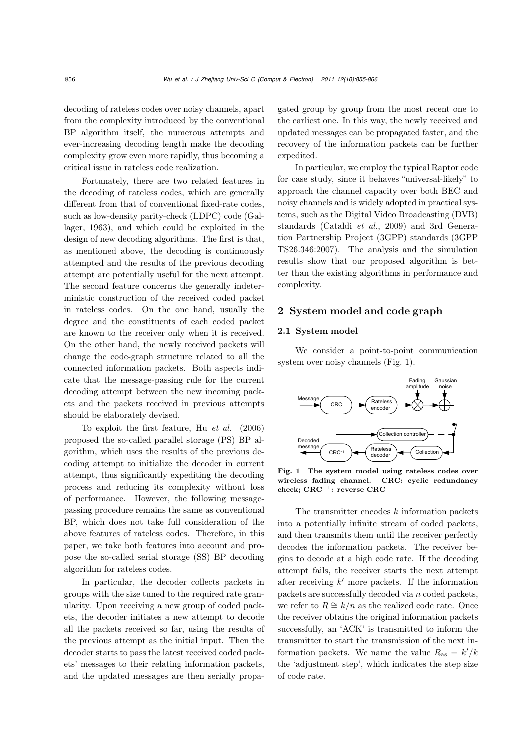decoding of rateless codes over noisy channels, apart from the complexity introduced by the conventional BP algorithm itself, the numerous attempts and ever-increasing decoding length make the decoding complexity grow even more rapidly, thus becoming a critical issue in rateless code realization.

Fortunately, there are two related features in the decoding of rateless codes, which are generally different from that of conventional fixed-rate codes, such as low-density parity-check (LDPC) code (Gallager, 1963), and which could be exploited in the design of new decoding algorithms. The first is that, as mentioned above, the decoding is continuously attempted and the results of the previous decoding attempt are potentially useful for the next attempt. The second feature concerns the generally indeterministic construction of the received coded packet in rateless codes. On the one hand, usually the degree and the constituents of each coded packet are known to the receiver only when it is received. On the other hand, the newly received packets will change the code-graph structure related to all the connected information packets. Both aspects indicate that the message-passing rule for the current decoding attempt between the new incoming packets and the packets received in previous attempts should be elaborately devised.

To exploit the first feature, Hu *et al.* (2006) proposed the so-called parallel storage (PS) BP algorithm, which uses the results of the previous decoding attempt to initialize the decoder in current attempt, thus significantly expediting the decoding process and reducing its complexity without loss of performance. However, the following message-passing procedure remains the same as conventional BP, which does not take full consideration of the above features of rateless codes. Therefore, in this paper, we take both features into account and propose the so-called serial storage (SS) BP decoding algorithm for rateless codes.

In particular, the decoder collects packets in groups with the size tuned to the required rate granularity. Upon receiving a new group of coded packets, the decoder initiates a new attempt to decode all the packets received so far, using the results of the previous attempt as the initial input. Then the decoder starts to pass the latest received coded packets' messages to their relating information packets, and the updated messages are then serially propagated group by group from the most recent one to the earliest one. In this way, the newly received and updated messages can be propagated faster, and the recovery of the information packets can be further expedited.

In particular, we employ the typical Raptor code for case study, since it behaves "universal-likely" to approach the channel capacity over both BEC and noisy channels and is widely adopted in practical systems, such as the Digital Video Broadcasting (DVB) standards (Cataldi *et al.*, 2009) and 3rd Generation Partnership Project (3GPP) standards (3GPP TS26.346:2007). The analysis and the simulation results show that our proposed algorithm is better than the existing algorithms in performance and complexity.

## 2 System model and code graph

### 2.1 System model

We consider a point-to-point communication system over noisy channels (Fig. 1).

**Fig. 1 The system model using rateless codes over wireless fading channel. CRC: cyclic redundancy check; CRC$^{-1}$: reverse CRC**

The transmitter encodes $k$ information packets into a potentially infinite stream of coded packets, and then transmits them until the receiver perfectly decodes the information packets. The receiver begins to decode at a high code rate. If the decoding attempt fails, the receiver starts the next attempt after receiving $k'$ more packets. If the information packets are successfully decoded via $n$ coded packets, we refer to $R \cong k/n$ as the realized code rate. Once the receiver obtains the original information packets successfully, an 'ACK' is transmitted to inform the transmitter to start the transmission of the next information packets. We name the value $R_{\rm as} = k'/k$ the 'adjustment step', which indicates the step size of code rate.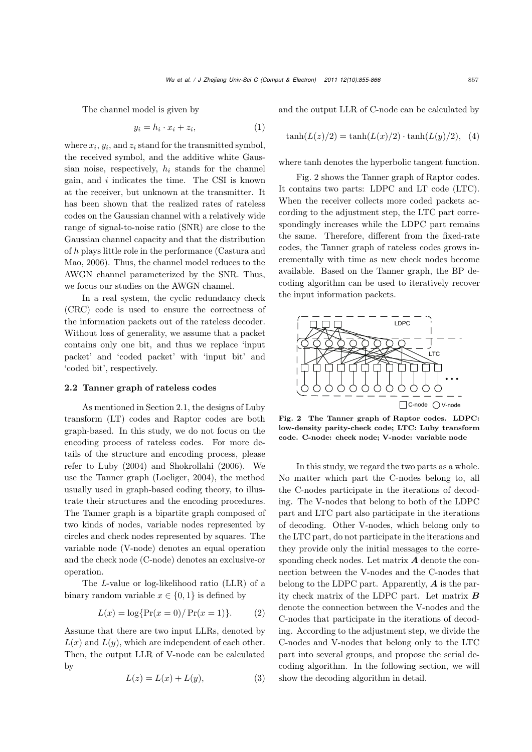The channel model is given by

$$y_i = h_i \cdot x_i + z_i, \tag{1}$$

where $x_i$, $y_i$, and $z_i$ stand for the transmitted symbol, the received symbol, and the additive white Gaussian noise, respectively, $h_i$ stands for the channel gain, and $i$ indicates the time. The CSI is known at the receiver, but unknown at the transmitter. It has been shown that the realized rates of rateless codes on the Gaussian channel with a relatively wide range of signal-to-noise ratio (SNR) are close to the Gaussian channel capacity and that the distribution of $h$ plays little role in the performance (Castura and Mao, 2006). Thus, the channel model reduces to the AWGN channel parameterized by the SNR. Thus, we focus our studies on the AWGN channel.

In a real system, the cyclic redundancy check (CRC) code is used to ensure the correctness of the information packets out of the rateless decoder. Without loss of generality, we assume that a packet contains only one bit, and thus we replace 'input packet' and 'coded packet' with 'input bit' and 'coded bit', respectively.

### 2.2 Tanner graph of rateless codes

As mentioned in Section 2.1, the designs of Luby transform (LT) codes and Raptor codes are both graph-based. In this study, we do not focus on the encoding process of rateless codes. For more details of the structure and encoding process, please refer to Luby (2004) and Shokrollahi (2006). We use the Tanner graph (Loeliger, 2004), the method usually used in graph-based coding theory, to illustrate their structures and the encoding procedures. The Tanner graph is a bipartite graph composed of two kinds of nodes, variable nodes represented by circles and check nodes represented by squares. The variable node (V-node) denotes an equal operation and the check node (C-node) denotes an exclusive-or operation.

The $L$-value or log-likelihood ratio (LLR) of a binary random variable $x \in \{0, 1\}$ is defined by

$$L(x) = \log\{\Pr(x = 0)/\Pr(x = 1)\}. \tag{2}$$

Assume that there are two input LLRs, denoted by $L(x)$ and $L(y)$, which are independent of each other. Then, the output LLR of V-node can be calculated by

$$L(z) = L(x) + L(y), \tag{3}$$

and the output LLR of C-node can be calculated by

$$\tanh(L(z)/2) = \tanh(L(x)/2) \cdot \tanh(L(y)/2), \tag{4}$$

where tanh denotes the hyperbolic tangent function.

Fig. 2 shows the Tanner graph of Raptor codes. It contains two parts: LDPC and LT code (LTC). When the receiver collects more coded packets according to the adjustment step, the LTC part correspondingly increases while the LDPC part remains the same. Therefore, different from the fixed-rate codes, the Tanner graph of rateless codes grows incrementally with time as new check nodes become available. Based on the Tanner graph, the BP decoding algorithm can be used to iteratively recover the input information packets.

**Fig. 2 The Tanner graph of Raptor codes. LDPC: low-density parity-check code; LTC: Luby transform code. C-node: check node; V-node: variable node**

In this study, we regard the two parts as a whole. No matter which part the C-nodes belong to, all the C-nodes participate in the iterations of decoding. The V-nodes that belong to both of the LDPC part and LTC part also participate in the iterations of decoding. Other V-nodes, which belong only to the LTC part, do not participate in the iterations and they provide only the initial messages to the corresponding check nodes. Let matrix $\boldsymbol{A}$ denote the connection between the V-nodes and the C-nodes that belong to the LDPC part. Apparently, $\boldsymbol{A}$ is the parity check matrix of the LDPC part. Let matrix $\boldsymbol{B}$ denote the connection between the V-nodes and the C-nodes that participate in the iterations of decoding. According to the adjustment step, we divide the C-nodes and V-nodes that belong only to the LTC part into several groups, and propose the serial decoding algorithm. In the following section, we will show the decoding algorithm in detail.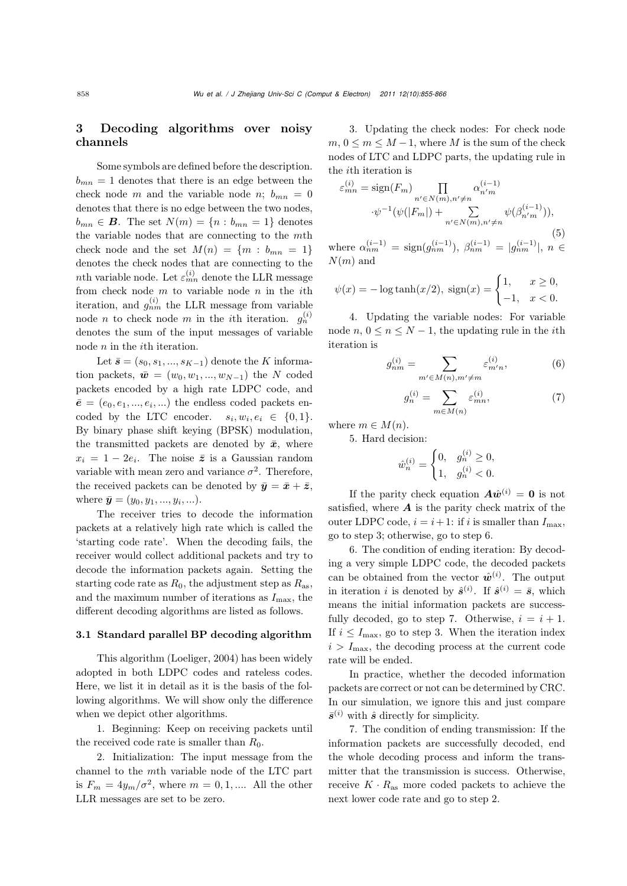## 3 Decoding algorithms over noisy channels

Some symbols are defined before the description. $b_{mn} = 1$ denotes that there is an edge between the check node $m$ and the variable node $n$; $b_{mn} = 0$ denotes that there is no edge between the two nodes, $b_{mn} \in \boldsymbol{B}$. The set $N(m) = \{n : b_{mn} = 1\}$ denotes the variable nodes that are connecting to the $m$th check node and the set $M(n) = \{m : b_{mn} = 1\}$ denotes the check nodes that are connecting to the $n$th variable node. Let $\varepsilon_{mn}^{(i)}$ denote the LLR message from check node $m$ to variable node $n$ in the $i$th iteration, and $g_{nm}^{(i)}$ the LLR message from variable node $n$ to check node $m$ in the $i$th iteration. $g_n^{(i)}$ denotes the sum of the input messages of variable node $n$ in the $i$th iteration.

Let $\bar{\boldsymbol{s}} = (s_0, s_1, ..., s_{K-1})$ denote the $K$ information packets, $\bar{\boldsymbol{w}} = (w_0, w_1, ..., w_{N-1})$ the $N$ coded packets encoded by a high rate LDPC code, and $\bar{\boldsymbol{e}} = (e_0, e_1, ..., e_i, ...)$ the endless coded packets encoded by the LTC encoder. $s_i, w_i, e_i \in \{0, 1\}$. By binary phase shift keying (BPSK) modulation, the transmitted packets are denoted by $\bar{\boldsymbol{x}}$, where $x_i = 1 - 2e_i$. The noise $\bar{\boldsymbol{z}}$ is a Gaussian random variable with mean zero and variance $\sigma^2$. Therefore, the received packets can be denoted by $\bar{\boldsymbol{y}} = \bar{\boldsymbol{x}} + \bar{\boldsymbol{z}}$, where $\bar{\boldsymbol{y}} = (y_0, y_1, ..., y_i, ...)$.

The receiver tries to decode the information packets at a relatively high rate which is called the 'starting code rate'. When the decoding fails, the receiver would collect additional packets and try to decode the information packets again. Setting the starting code rate as $R_0$, the adjustment step as $R_{\text{as}}$, and the maximum number of iterations as $I_{\max}$, the different decoding algorithms are listed as follows.

### 3.1 Standard parallel BP decoding algorithm

This algorithm (Loeliger, 2004) has been widely adopted in both LDPC codes and rateless codes. Here, we list it in detail as it is the basis of the following algorithms. We will show only the difference when we depict other algorithms.

1. Beginning: Keep on receiving packets until the received code rate is smaller than $R_0$.

2. Initialization: The input message from the channel to the $m$th variable node of the LTC part is $F_m = 4y_m/\sigma^2$, where $m = 0, 1, ....$ All the other LLR messages are set to be zero.

3. Updating the check nodes: For check node $m$, $0 \le m \le M - 1$, where $M$ is the sum of the check nodes of LTC and LDPC parts, the updating rule in the $i$th iteration is

$$\varepsilon_{mn}^{(i)} = \text{sign}(F_m) \prod_{n' \in N(m), n' \neq n} \alpha_{n'm}^{(i-1)} \cdot \psi^{-1}(\psi(|F_m|) + \sum_{n' \in N(m), n' \neq n} \psi(\beta_{n'm}^{(i-1)})), \tag{5}$$

where $\alpha_{nm}^{(i-1)} = \text{sign}(g_{nm}^{(i-1)})$, $\beta_{nm}^{(i-1)} = |g_{nm}^{(i-1)}|$, $n \in N(m)$ and

$$\psi(x) = -\log \tanh(x/2), \ \text{sign}(x) = \begin{cases} 1, & x \ge 0, \\ -1, & x < 0. \end{cases}$$

4. Updating the variable nodes: For variable node $n$, $0 \le n \le N - 1$, the updating rule in the $i$th iteration is

$$g_{nm}^{(i)} = \sum_{m' \in M(n), m' \neq m} \varepsilon_{m'n}^{(i)}, \tag{6}$$

$$g_n^{(i)} = \sum_{m \in M(n)} \varepsilon_{mn}^{(i)}, \tag{7}$$

where $m \in M(n)$.

5. Hard decision:

$$\hat{w}_n^{(i)} = \begin{cases} 0, & g_n^{(i)} \ge 0, \\ 1, & g_n^{(i)} < 0. \end{cases}$$

If the parity check equation $\boldsymbol{A}\hat{\boldsymbol{w}}^{(i)} = \boldsymbol{0}$ is not satisfied, where $\boldsymbol{A}$ is the parity check matrix of the outer LDPC code, $i = i + 1$: if $i$ is smaller than $I_{\max}$, go to step 3; otherwise, go to step 6.

6. The condition of ending iteration: By decoding a very simple LDPC code, the decoded packets can be obtained from the vector $\hat{\boldsymbol{w}}^{(i)}$. The output in iteration $i$ is denoted by $\hat{\boldsymbol{s}}^{(i)}$. If $\hat{\boldsymbol{s}}^{(i)} = \bar{\boldsymbol{s}}$, which means the initial information packets are successfully decoded, go to step 7. Otherwise, $i = i + 1$. If $i \le I_{\max}$, go to step 3. When the iteration index $i > I_{\max}$, the decoding process at the current code rate will be ended.

In practice, whether the decoded information packets are correct or not can be determined by CRC. In our simulation, we ignore this and just compare $\bar{\boldsymbol{s}}^{(i)}$ with $\hat{\boldsymbol{s}}$ directly for simplicity.

7. The condition of ending transmission: If the information packets are successfully decoded, end the whole decoding process and inform the transmitter that the transmission is success. Otherwise, receive $K \cdot R_{\text{as}}$ more coded packets to achieve the next lower code rate and go to step 2.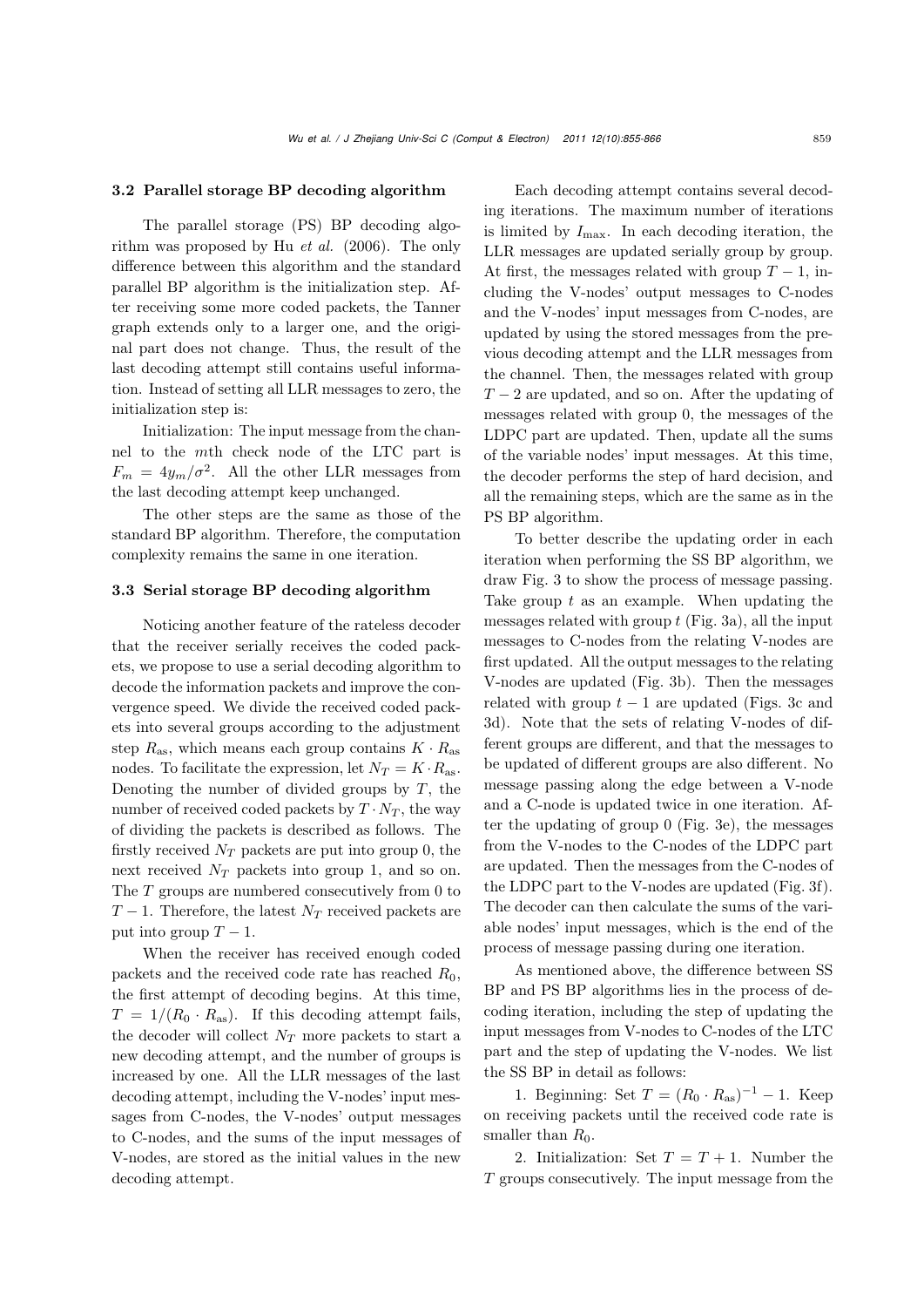### 3.2 Parallel storage BP decoding algorithm

The parallel storage (PS) BP decoding algorithm was proposed by Hu *et al.* (2006). The only difference between this algorithm and the standard parallel BP algorithm is the initialization step. After receiving some more coded packets, the Tanner graph extends only to a larger one, and the original part does not change. Thus, the result of the last decoding attempt still contains useful information. Instead of setting all LLR messages to zero, the initialization step is:

Initialization: The input message from the channel to the $m$th check node of the LTC part is $F_m = 4y_m/\sigma^2$. All the other LLR messages from the last decoding attempt keep unchanged.

The other steps are the same as those of the standard BP algorithm. Therefore, the computation complexity remains the same in one iteration.

### 3.3 Serial storage BP decoding algorithm

Noticing another feature of the rateless decoder that the receiver serially receives the coded packets, we propose to use a serial decoding algorithm to decode the information packets and improve the convergence speed. We divide the received coded packets into several groups according to the adjustment step $R_{\text{as}}$, which means each group contains $K \cdot R_{\text{as}}$ nodes. To facilitate the expression, let $N_T = K \cdot R_{\text{as}}$. Denoting the number of divided groups by $T$, the number of received coded packets by $T \cdot N_T$, the way of dividing the packets is described as follows. The firstly received $N_T$ packets are put into group 0, the next received $N_T$ packets into group 1, and so on. The $T$ groups are numbered consecutively from 0 to $T-1$. Therefore, the latest $N_T$ received packets are put into group $T-1$.

When the receiver has received enough coded packets and the received code rate has reached $R_0$, the first attempt of decoding begins. At this time, $T = 1/(R_0 \cdot R_{\text{as}})$. If this decoding attempt fails, the decoder will collect $N_T$ more packets to start a new decoding attempt, and the number of groups is increased by one. All the LLR messages of the last decoding attempt, including the V-nodes' input messages from C-nodes, the V-nodes' output messages to C-nodes, and the sums of the input messages of V-nodes, are stored as the initial values in the new decoding attempt.

Each decoding attempt contains several decoding iterations. The maximum number of iterations is limited by $I_{\max}$. In each decoding iteration, the LLR messages are updated serially group by group. At first, the messages related with group $T-1$, including the V-nodes' output messages to C-nodes and the V-nodes' input messages from C-nodes, are updated by using the stored messages from the previous decoding attempt and the LLR messages from the channel. Then, the messages related with group $T-2$ are updated, and so on. After the updating of messages related with group 0, the messages of the LDPC part are updated. Then, update all the sums of the variable nodes' input messages. At this time, the decoder performs the step of hard decision, and all the remaining steps, which are the same as in the PS BP algorithm.

To better describe the updating order in each iteration when performing the SS BP algorithm, we draw Fig. 3 to show the process of message passing. Take group $t$ as an example. When updating the messages related with group $t$ (Fig. 3a), all the input messages to C-nodes from the relating V-nodes are first updated. All the output messages to the relating V-nodes are updated (Fig. 3b). Then the messages related with group $t-1$ are updated (Figs. 3c and 3d). Note that the sets of relating V-nodes of different groups are different, and that the messages to be updated of different groups are also different. No message passing along the edge between a V-node and a C-node is updated twice in one iteration. After the updating of group 0 (Fig. 3e), the messages from the V-nodes to the C-nodes of the LDPC part are updated. Then the messages from the C-nodes of the LDPC part to the V-nodes are updated (Fig. 3f). The decoder can then calculate the sums of the variable nodes' input messages, which is the end of the process of message passing during one iteration.

As mentioned above, the difference between SS BP and PS BP algorithms lies in the process of decoding iteration, including the step of updating the input messages from V-nodes to C-nodes of the LTC part and the step of updating the V-nodes. We list the SS BP in detail as follows:

1. Beginning: Set $T = (R_0 \cdot R_{\text{as}})^{-1} - 1$. Keep on receiving packets until the received code rate is smaller than $R_0$.

2. Initialization: Set $T = T + 1$. Number the $T$ groups consecutively. The input message from the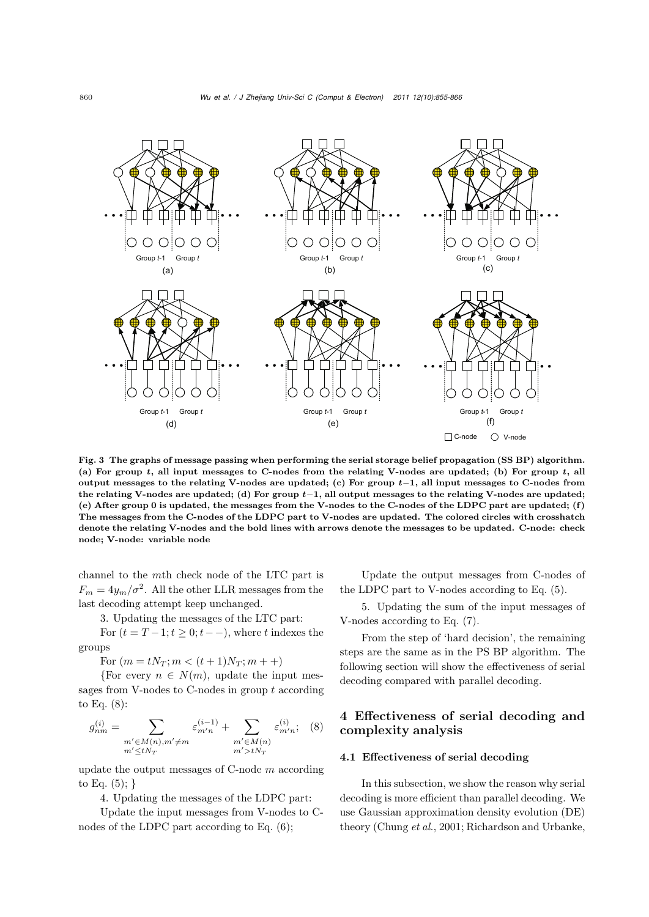**Fig. 3 The graphs of message passing when performing the serial storage belief propagation (SS BP) algorithm. (a) For group $t$, all input messages to C-nodes from the relating V-nodes are updated; (b) For group $t$, all output messages to the relating V-nodes are updated; (c) For group $t-1$, all input messages to C-nodes from the relating V-nodes are updated; (d) For group $t-1$, all output messages to the relating V-nodes are updated; (e) After group 0 is updated, the messages from the V-nodes to the C-nodes of the LDPC part are updated; (f) The messages from the C-nodes of the LDPC part to V-nodes are updated. The colored circles with crosshatch denote the relating V-nodes and the bold lines with arrows denote the messages to be updated. C-node: check node; V-node: variable node**

channel to the $m$th check node of the LTC part is $F_m = 4y_m/\sigma^2$. All the other LLR messages from the last decoding attempt keep unchanged.

3. Updating the messages of the LTC part:

For $(t = T-1; t \geq 0; t--)$, where $t$ indexes the groups

For $(m = tN_T; m < (t+1)N_T; m++)$

{For every $n \in N(m)$, update the input messages from V-nodes to C-nodes in group $t$ according to Eq. (8):

$$g_{nm}^{(i)} = \sum_{\substack{m' \in M(n), m' \neq m \\ m' \leq tN_T}} \varepsilon_{m'n}^{(i-1)} + \sum_{\substack{m' \in M(n) \\ m' > tN_T}} \varepsilon_{m'n}^{(i)}; \quad (8)$$

update the output messages of C-node $m$ according to Eq. (5); }

4. Updating the messages of the LDPC part:

Update the input messages from V-nodes to C-nodes of the LDPC part according to Eq. (6);

Update the output messages from C-nodes of the LDPC part to V-nodes according to Eq. (5).

5. Updating the sum of the input messages of V-nodes according to Eq. (7).

From the step of 'hard decision', the remaining steps are the same as in the PS BP algorithm. The following section will show the effectiveness of serial decoding compared with parallel decoding.

## 4 Effectiveness of serial decoding and complexity analysis

### 4.1 Effectiveness of serial decoding

In this subsection, we show the reason why serial decoding is more efficient than parallel decoding. We use Gaussian approximation density evolution (DE) theory (Chung *et al.*, 2001; Richardson and Urbanke,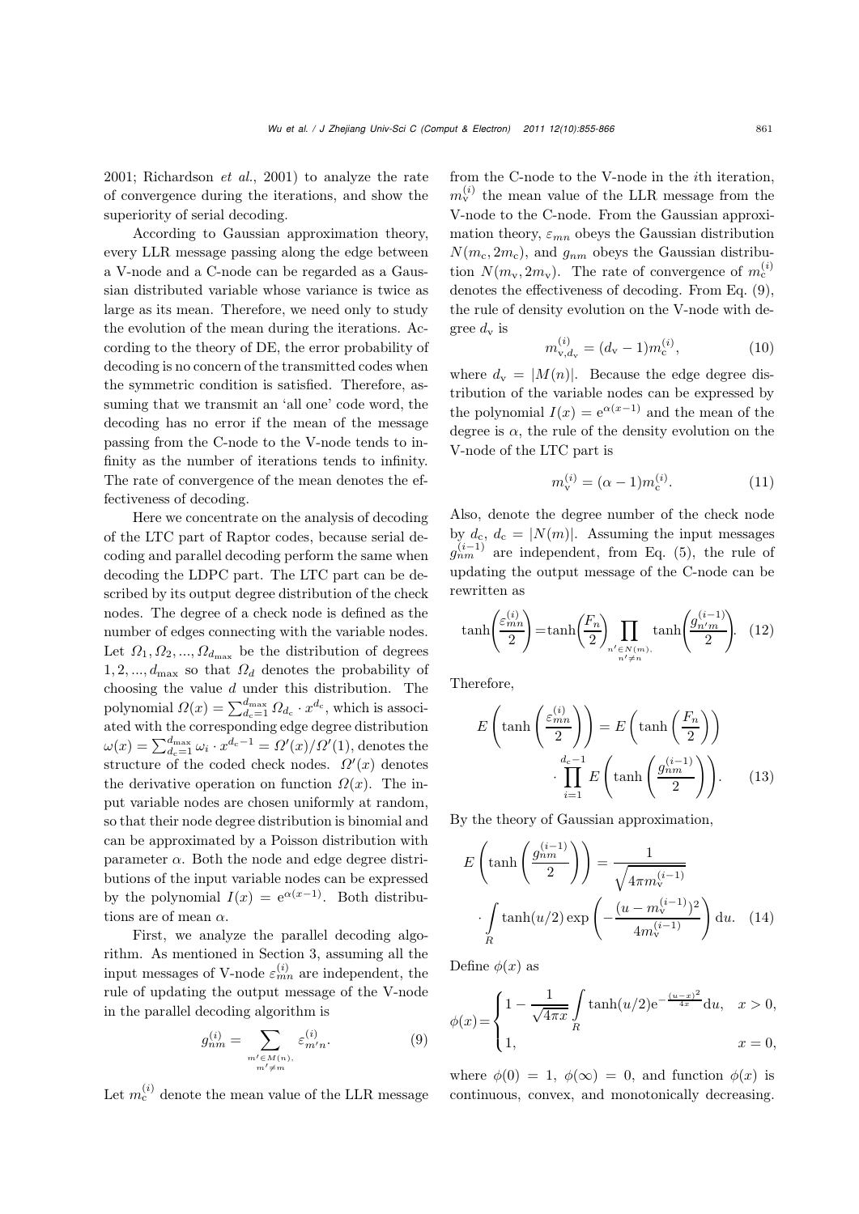2001; Richardson *et al.*, 2001) to analyze the rate of convergence during the iterations, and show the superiority of serial decoding.

According to Gaussian approximation theory, every LLR message passing along the edge between a V-node and a C-node can be regarded as a Gaussian distributed variable whose variance is twice as large as its mean. Therefore, we need only to study the evolution of the mean during the iterations. According to the theory of DE, the error probability of decoding is no concern of the transmitted codes when the symmetric condition is satisfied. Therefore, assuming that we transmit an 'all one' code word, the decoding has no error if the mean of the message passing from the C-node to the V-node tends to infinity as the number of iterations tends to infinity. The rate of convergence of the mean denotes the effectiveness of decoding.

Here we concentrate on the analysis of decoding of the LTC part of Raptor codes, because serial decoding and parallel decoding perform the same when decoding the LDPC part. The LTC part can be described by its output degree distribution of the check nodes. The degree of a check node is defined as the number of edges connecting with the variable nodes. Let $\Omega_1, \Omega_2, ..., \Omega_{d_{\max}}$ be the distribution of degrees $1, 2, ..., d_{\max}$ so that $\Omega_d$ denotes the probability of choosing the value $d$ under this distribution. The polynomial $\Omega(x) = \sum_{d_c=1}^{d_{\max}} \Omega_{d_c} \cdot x^{d_c}$, which is associated with the corresponding edge degree distribution $\omega(x) = \sum_{d_c=1}^{d_{\max}} \omega_i \cdot x^{d_c-1} = \Omega'(x)/\Omega'(1)$, denotes the structure of the coded check nodes. $\Omega'(x)$ denotes the derivative operation on function $\Omega(x)$. The input variable nodes are chosen uniformly at random, so that their node degree distribution is binomial and can be approximated by a Poisson distribution with parameter $\alpha$. Both the node and edge degree distributions of the input variable nodes can be expressed by the polynomial $I(x) = \mathrm{e}^{\alpha(x-1)}$. Both distributions are of mean $\alpha$.

First, we analyze the parallel decoding algorithm. As mentioned in Section 3, assuming all the input messages of V-node $\varepsilon_{mn}^{(i)}$ are independent, the rule of updating the output message of the V-node in the parallel decoding algorithm is

$$g_{nm}^{(i)} = \sum_{\substack{m' \in M(n), \\ m' \neq m}} \varepsilon_{m'n}^{(i)}. \tag{9}$$

Let $m_{\mathrm{c}}^{(i)}$ denote the mean value of the LLR message from the C-node to the V-node in the $i$th iteration, $m_{\mathrm{v}}^{(i)}$ the mean value of the LLR message from the V-node to the C-node. From the Gaussian approximation theory, $\varepsilon_{mn}$ obeys the Gaussian distribution $N(m_{\mathrm{c}}, 2m_{\mathrm{c}})$, and $g_{nm}$ obeys the Gaussian distribution $N(m_{\mathrm{v}}, 2m_{\mathrm{v}})$. The rate of convergence of $m_{\mathrm{c}}^{(i)}$ denotes the effectiveness of decoding. From Eq. (9), the rule of density evolution on the V-node with degree $d_{\mathrm{v}}$ is

$$m_{\mathrm{v},d_{\mathrm{v}}}^{(i)} = (d_{\mathrm{v}} - 1) m_{\mathrm{c}}^{(i)}, \tag{10}$$

where $d_{\mathrm{v}} = |M(n)|$. Because the edge degree distribution of the variable nodes can be expressed by the polynomial $I(x) = \mathrm{e}^{\alpha(x-1)}$ and the mean of the degree is $\alpha$, the rule of the density evolution on the V-node of the LTC part is

$$m_{\mathrm{v}}^{(i)} = (\alpha - 1) m_{\mathrm{c}}^{(i)}. \tag{11}$$

Also, denote the degree number of the check node by $d_{\mathrm{c}}$, $d_{\mathrm{c}} = |N(m)|$. Assuming the input messages $g_{nm}^{(i-1)}$ are independent, from Eq. (5), the rule of updating the output message of the C-node can be rewritten as

$$\tanh\left(\frac{\varepsilon_{mn}^{(i)}}{2}\right) = \tanh\left(\frac{F_n}{2}\right) \prod_{\substack{n' \in N(m), \\ n' \neq n}} \tanh\left(\frac{g_{n'm}^{(i-1)}}{2}\right). \tag{12}$$

Therefore,

$$E\left(\tanh\left(\frac{\varepsilon_{mn}^{(i)}}{2}\right)\right) = E\left(\tanh\left(\frac{F_n}{2}\right)\right) \cdot \prod_{i=1}^{d_{\mathrm{c}}-1} E\left(\tanh\left(\frac{g_{nm}^{(i-1)}}{2}\right)\right). \tag{13}$$

By the theory of Gaussian approximation,

$$E\left(\tanh\left(\frac{g_{nm}^{(i-1)}}{2}\right)\right) = \frac{1}{\sqrt{4\pi m_{\mathrm{v}}^{(i-1)}}} \cdot \int_R \tanh(u/2) \exp\left(-\frac{(u - m_{\mathrm{v}}^{(i-1)})^2}{4 m_{\mathrm{v}}^{(i-1)}}\right) \mathrm{d}u. \tag{14}$$

Define $\phi(x)$ as

$$\phi(x) = \begin{cases} 1 - \dfrac{1}{\sqrt{4\pi x}} \displaystyle\int_R \tanh(u/2) \mathrm{e}^{-\frac{(u-x)^2}{4x}} \mathrm{d}u, & x > 0, \\ 1, & x = 0, \end{cases}$$

where $\phi(0) = 1$, $\phi(\infty) = 0$, and function $\phi(x)$ is continuous, convex, and monotonically decreasing.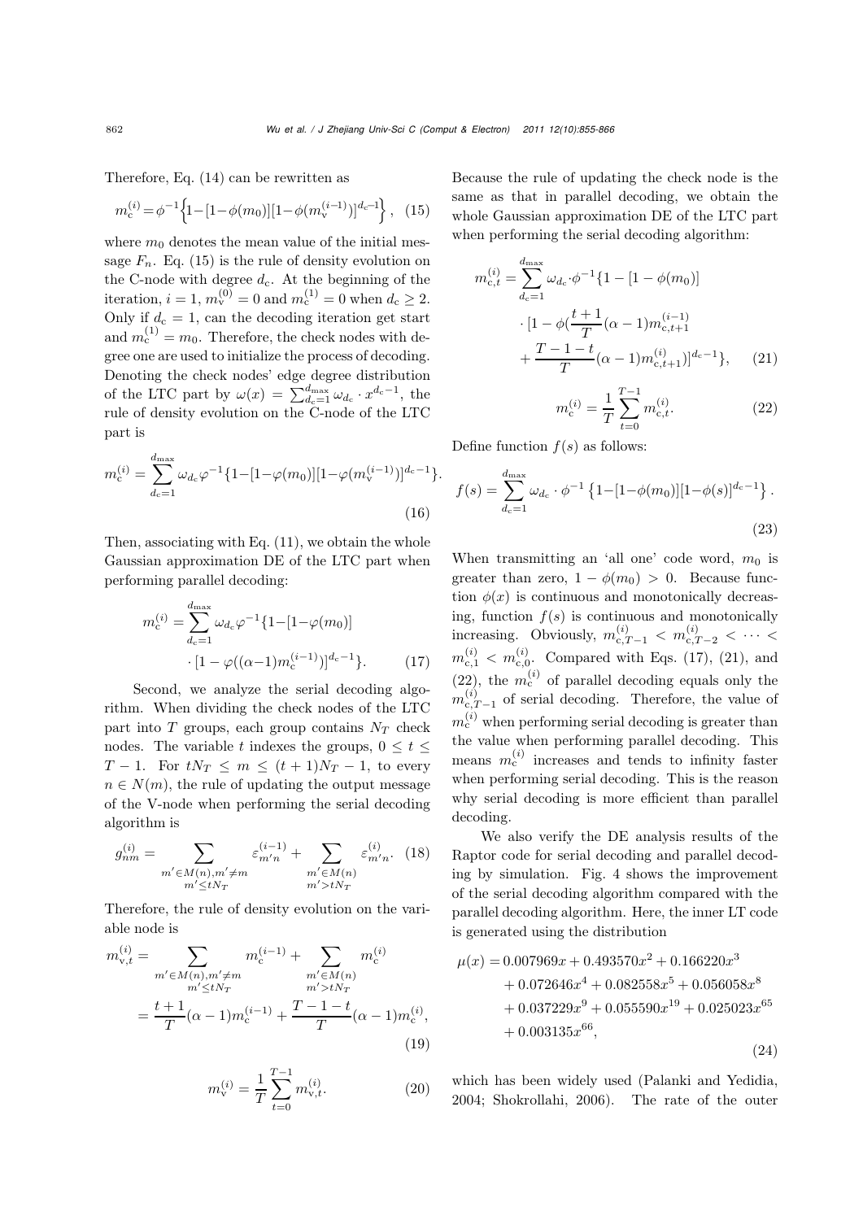Therefore, Eq. (14) can be rewritten as

$$m_{\rm c}^{(i)} = \phi^{-1}\Big\{1-[1-\phi(m_0)][1-\phi(m_{\rm v}^{(i-1)})]^{d_{\rm c}-1}\Big\}, \quad (15)$$

where $m_0$ denotes the mean value of the initial message $F_n$. Eq. (15) is the rule of density evolution on the C-node with degree $d_{\rm c}$. At the beginning of the iteration, $i=1$, $m_{\rm v}^{(0)}=0$ and $m_{\rm c}^{(1)}=0$ when $d_{\rm c}\geq 2$. Only if $d_{\rm c}=1$, can the decoding iteration get start and $m_{\rm c}^{(1)}=m_0$. Therefore, the check nodes with degree one are used to initialize the process of decoding. Denoting the check nodes' edge degree distribution of the LTC part by $\omega(x)=\sum_{d_{\rm c}=1}^{d_{\max}}\omega_{d_{\rm c}}\cdot x^{d_{\rm c}-1}$, the rule of density evolution on the C-node of the LTC part is

$$m_{\rm c}^{(i)} = \sum_{d_{\rm c}=1}^{d_{\max}} \omega_{d_{\rm c}} \varphi^{-1}\{1-[1-\varphi(m_0)][1-\varphi(m_{\rm v}^{(i-1)})]^{d_{\rm c}-1}\}. \quad (16)$$

Then, associating with Eq. (11), we obtain the whole Gaussian approximation DE of the LTC part when performing parallel decoding:

$$m_{\rm c}^{(i)} = \sum_{d_{\rm c}=1}^{d_{\max}} \omega_{d_{\rm c}} \varphi^{-1}\{1-[1-\varphi(m_0)] \cdot [1-\varphi((\alpha-1)m_{\rm c}^{(i-1)})]^{d_{\rm c}-1}\}. \quad (17)$$

Second, we analyze the serial decoding algorithm. When dividing the check nodes of the LTC part into $T$ groups, each group contains $N_T$ check nodes. The variable $t$ indexes the groups, $0\leq t\leq T-1$. For $tN_T\leq m\leq (t+1)N_T-1$, to every $n\in N(m)$, the rule of updating the output message of the V-node when performing the serial decoding algorithm is

$$g_{nm}^{(i)} = \sum_{\substack{m'\in M(n), m'\neq m \\ m'\leq tN_T}} \varepsilon_{m'n}^{(i-1)} + \sum_{\substack{m'\in M(n) \\ m'>tN_T}} \varepsilon_{m'n}^{(i)}. \quad (18)$$

Therefore, the rule of density evolution on the variable node is

$$\begin{aligned} m_{{\rm v},t}^{(i)} &= \sum_{\substack{m'\in M(n), m'\neq m \\ m'\leq tN_T}} m_{\rm c}^{(i-1)} + \sum_{\substack{m'\in M(n) \\ m'>tN_T}} m_{\rm c}^{(i)} \\ &= \frac{t+1}{T}(\alpha-1)m_{\rm c}^{(i-1)} + \frac{T-1-t}{T}(\alpha-1)m_{\rm c}^{(i)}, \end{aligned} \quad (19)$$

$$m_{\rm v}^{(i)} = \frac{1}{T}\sum_{t=0}^{T-1} m_{{\rm v},t}^{(i)}. \quad (20)$$

Because the rule of updating the check node is the same as that in parallel decoding, we obtain the whole Gaussian approximation DE of the LTC part when performing the serial decoding algorithm:

$$\begin{aligned} m_{{\rm c},t}^{(i)} = \sum_{d_{\rm c}=1}^{d_{\max}} \omega_{d_{\rm c}} \cdot \phi^{-1}\{1-[1-\phi(m_0)] \cdot [1-\phi(\frac{t+1}{T}(\alpha-1)m_{{\rm c},t+1}^{(i-1)} \\ + \frac{T-1-t}{T}(\alpha-1)m_{{\rm c},t+1}^{(i)})]^{d_{\rm c}-1}\}, \end{aligned} \quad (21)$$

$$m_{\rm c}^{(i)} = \frac{1}{T}\sum_{t=0}^{T-1} m_{{\rm c},t}^{(i)}. \quad (22)$$

Define function $f(s)$ as follows:

$$f(s) = \sum_{d_{\rm c}=1}^{d_{\max}} \omega_{d_{\rm c}} \cdot \phi^{-1}\left\{1-[1-\phi(m_0)][1-\phi(s)]^{d_{\rm c}-1}\right\}. \quad (23)$$

When transmitting an 'all one' code word, $m_0$ is greater than zero, $1-\phi(m_0)>0$. Because function $\phi(x)$ is continuous and monotonically decreasing, function $f(s)$ is continuous and monotonically increasing. Obviously, $m_{{\rm c},T-1}^{(i)} < m_{{\rm c},T-2}^{(i)} < \cdots < m_{{\rm c},1}^{(i)} < m_{{\rm c},0}^{(i)}$. Compared with Eqs. (17), (21), and (22), the $m_{\rm c}^{(i)}$ of parallel decoding equals only the $m_{{\rm c},T-1}^{(i)}$ of serial decoding. Therefore, the value of $m_{\rm c}^{(i)}$ when performing serial decoding is greater than the value when performing parallel decoding. This means $m_{\rm c}^{(i)}$ increases and tends to infinity faster when performing serial decoding. This is the reason why serial decoding is more efficient than parallel decoding.

We also verify the DE analysis results of the Raptor code for serial decoding and parallel decoding by simulation. Fig. 4 shows the improvement of the serial decoding algorithm compared with the parallel decoding algorithm. Here, the inner LT code is generated using the distribution

$$\begin{aligned} \mu(x) = {} & 0.007969x + 0.493570x^2 + 0.166220x^3 \\ & + 0.072646x^4 + 0.082558x^5 + 0.056058x^8 \\ & + 0.037229x^9 + 0.055590x^{19} + 0.025023x^{65} \\ & + 0.003135x^{66}, \end{aligned} \quad (24)$$

which has been widely used (Palanki and Yedidia, 2004; Shokrollahi, 2006). The rate of the outer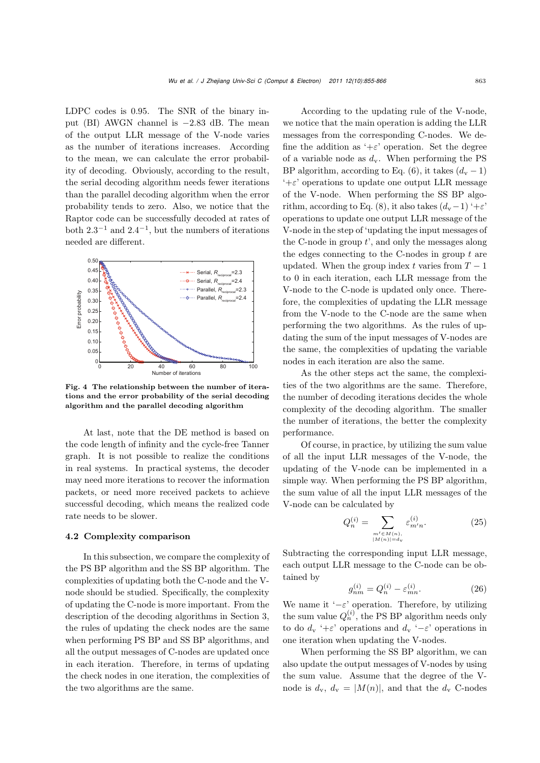LDPC codes is 0.95. The SNR of the binary input (BI) AWGN channel is −2.83 dB. The mean of the output LLR message of the V-node varies as the number of iterations increases. According to the mean, we can calculate the error probability of decoding. Obviously, according to the result, the serial decoding algorithm needs fewer iterations than the parallel decoding algorithm when the error probability tends to zero. Also, we notice that the Raptor code can be successfully decoded at rates of both $2.3^{-1}$ and $2.4^{-1}$, but the numbers of iterations needed are different.

Error probability
Number of iterations
0.50
0.45
0.40
0.35
0.30
0.25
0.20
0.15
0.10
0.05
0
0
20
40
60
80
100
Serial, $R_{\text{reciprocal}}$=2.3
Serial, $R_{\text{reciprocal}}$=2.4
Parallel, $R_{\text{reciprocal}}$=2.3
Parallel, $R_{\text{reciprocal}}$=2.4

**Fig. 4 The relationship between the number of iterations and the error probability of the serial decoding algorithm and the parallel decoding algorithm**

At last, note that the DE method is based on the code length of infinity and the cycle-free Tanner graph. It is not possible to realize the conditions in real systems. In practical systems, the decoder may need more iterations to recover the information packets, or need more received packets to achieve successful decoding, which means the realized code rate needs to be slower.

### 4.2 Complexity comparison

In this subsection, we compare the complexity of the PS BP algorithm and the SS BP algorithm. The complexities of updating both the C-node and the V-node should be studied. Specifically, the complexity of updating the C-node is more important. From the description of the decoding algorithms in Section 3, the rules of updating the check nodes are the same when performing PS BP and SS BP algorithms, and all the output messages of C-nodes are updated once in each iteration. Therefore, in terms of updating the check nodes in one iteration, the complexities of the two algorithms are the same.

According to the updating rule of the V-node, we notice that the main operation is adding the LLR messages from the corresponding C-nodes. We define the addition as '$+\varepsilon$' operation. Set the degree of a variable node as $d_{\text{v}}$. When performing the PS BP algorithm, according to Eq. (6), it takes $(d_{\text{v}}-1)$ '$+\varepsilon$' operations to update one output LLR message of the V-node. When performing the SS BP algorithm, according to Eq. (8), it also takes $(d_{\text{v}}-1)$ '$+\varepsilon$' operations to update one output LLR message of the V-node in the step of 'updating the input messages of the C-node in group $t$', and only the messages along the edges connecting to the C-nodes in group $t$ are updated. When the group index $t$ varies from $T-1$ to 0 in each iteration, each LLR message from the V-node to the C-node is updated only once. Therefore, the complexities of updating the LLR message from the V-node to the C-node are the same when performing the two algorithms. As the rules of updating the sum of the input messages of V-nodes are the same, the complexities of updating the variable nodes in each iteration are also the same.

As the other steps act the same, the complexities of the two algorithms are the same. Therefore, the number of decoding iterations decides the whole complexity of the decoding algorithm. The smaller the number of iterations, the better the complexity performance.

Of course, in practice, by utilizing the sum value of all the input LLR messages of the V-node, the updating of the V-node can be implemented in a simple way. When performing the PS BP algorithm, the sum value of all the input LLR messages of the V-node can be calculated by

$$Q_n^{(i)} = \sum_{\substack{m' \in M(n),\\ |M(n)|=d_{\text{v}}}} \varepsilon_{m'n}^{(i)}. \tag{25}$$

Subtracting the corresponding input LLR message, each output LLR message to the C-node can be obtained by

$$g_{nm}^{(i)} = Q_n^{(i)} - \varepsilon_{mn}^{(i)}. \tag{26}$$

We name it '$-\varepsilon$' operation. Therefore, by utilizing the sum value $Q_n^{(i)}$, the PS BP algorithm needs only to do $d_{\text{v}}$ '$+\varepsilon$' operations and $d_{\text{v}}$ '$-\varepsilon$' operations in one iteration when updating the V-nodes.

When performing the SS BP algorithm, we can also update the output messages of V-nodes by using the sum value. Assume that the degree of the V-node is $d_{\text{v}}$, $d_{\text{v}} = |M(n)|$, and that the $d_{\text{v}}$ C-nodes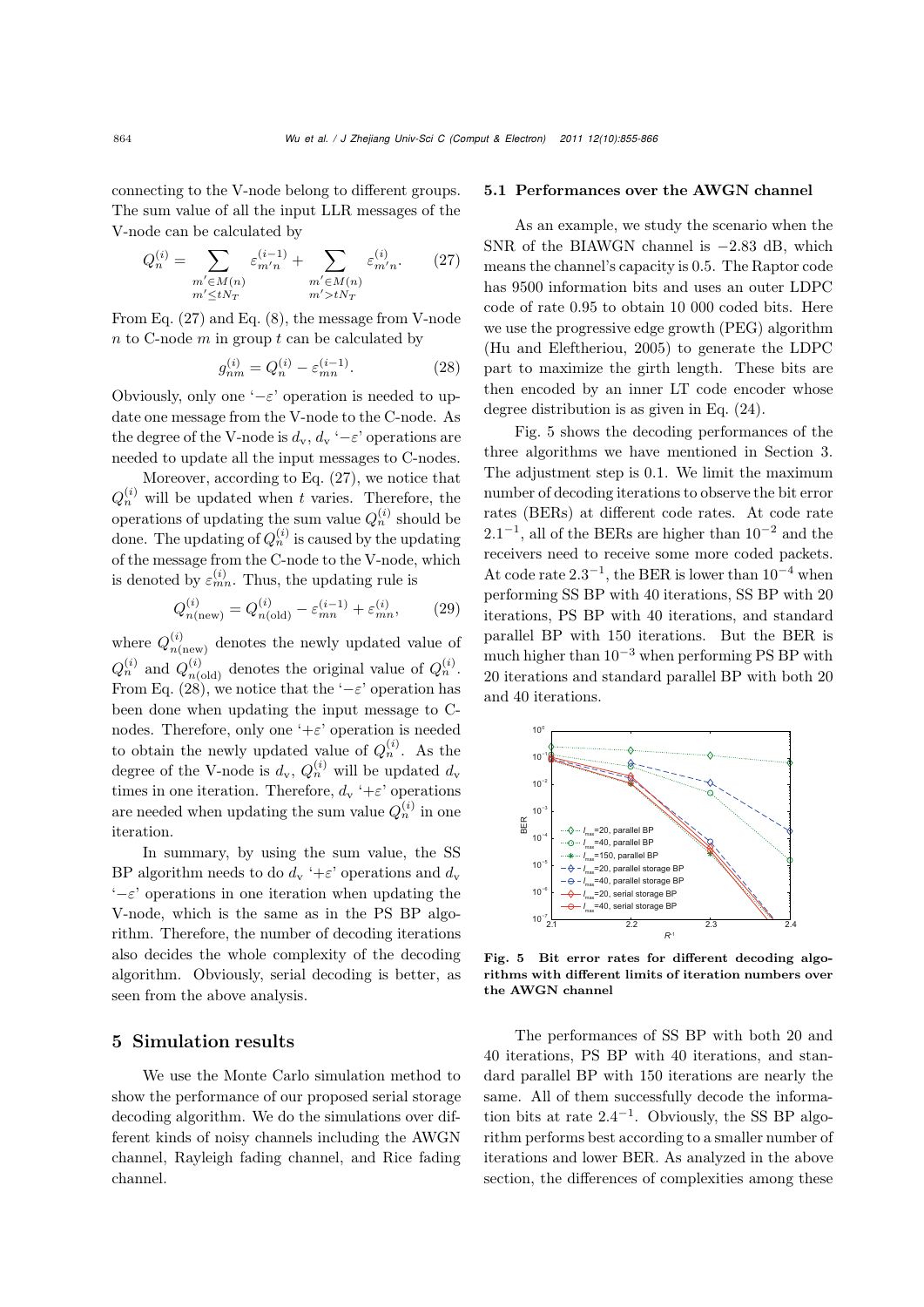connecting to the V-node belong to different groups. The sum value of all the input LLR messages of the V-node can be calculated by

$$Q_n^{(i)} = \sum_{\substack{m' \in M(n) \\ m' \leq tN_T}} \varepsilon_{m'n}^{(i-1)} + \sum_{\substack{m' \in M(n) \\ m' > tN_T}} \varepsilon_{m'n}^{(i)}. \quad (27)$$

From Eq. (27) and Eq. (8), the message from V-node $n$ to C-node $m$ in group $t$ can be calculated by

$$g_{nm}^{(i)} = Q_n^{(i)} - \varepsilon_{mn}^{(i-1)}. \quad (28)$$

Obviously, only one '$-\varepsilon$' operation is needed to update one message from the V-node to the C-node. As the degree of the V-node is $d_\text{v}$, $d_\text{v}$ '$-\varepsilon$' operations are needed to update all the input messages to C-nodes.

Moreover, according to Eq. (27), we notice that $Q_n^{(i)}$ will be updated when $t$ varies. Therefore, the operations of updating the sum value $Q_n^{(i)}$ should be done. The updating of $Q_n^{(i)}$ is caused by the updating of the message from the C-node to the V-node, which is denoted by $\varepsilon_{mn}^{(i)}$. Thus, the updating rule is

$$Q_{n(\text{new})}^{(i)} = Q_{n(\text{old})}^{(i)} - \varepsilon_{mn}^{(i-1)} + \varepsilon_{mn}^{(i)}, \quad (29)$$

where $Q_{n(\text{new})}^{(i)}$ denotes the newly updated value of $Q_n^{(i)}$ and $Q_{n(\text{old})}^{(i)}$ denotes the original value of $Q_n^{(i)}$. From Eq. (28), we notice that the '$-\varepsilon$' operation has been done when updating the input message to C-nodes. Therefore, only one '$+\varepsilon$' operation is needed to obtain the newly updated value of $Q_n^{(i)}$. As the degree of the V-node is $d_\text{v}$, $Q_n^{(i)}$ will be updated $d_\text{v}$ times in one iteration. Therefore, $d_\text{v}$ '$+\varepsilon$' operations are needed when updating the sum value $Q_n^{(i)}$ in one iteration.

In summary, by using the sum value, the SS BP algorithm needs to do $d_\text{v}$ '$+\varepsilon$' operations and $d_\text{v}$ '$-\varepsilon$' operations in one iteration when updating the V-node, which is the same as in the PS BP algorithm. Therefore, the number of decoding iterations also decides the whole complexity of the decoding algorithm. Obviously, serial decoding is better, as seen from the above analysis.

## 5 Simulation results

We use the Monte Carlo simulation method to show the performance of our proposed serial storage decoding algorithm. We do the simulations over different kinds of noisy channels including the AWGN channel, Rayleigh fading channel, and Rice fading channel.

### 5.1 Performances over the AWGN channel

As an example, we study the scenario when the SNR of the BIAWGN channel is $-2.83$ dB, which means the channel's capacity is 0.5. The Raptor code has 9500 information bits and uses an outer LDPC code of rate 0.95 to obtain 10 000 coded bits. Here we use the progressive edge growth (PEG) algorithm (Hu and Eleftheriou, 2005) to generate the LDPC part to maximize the girth length. These bits are then encoded by an inner LT code encoder whose degree distribution is as given in Eq. (24).

Fig. 5 shows the decoding performances of the three algorithms we have mentioned in Section 3. The adjustment step is 0.1. We limit the maximum number of decoding iterations to observe the bit error rates (BERs) at different code rates. At code rate $2.1^{-1}$, all of the BERs are higher than $10^{-2}$ and the receivers need to receive some more coded packets. At code rate $2.3^{-1}$, the BER is lower than $10^{-4}$ when performing SS BP with 40 iterations, SS BP with 20 iterations, PS BP with 40 iterations, and standard parallel BP with 150 iterations. But the BER is much higher than $10^{-3}$ when performing PS BP with 20 iterations and standard parallel BP with both 20 and 40 iterations.

**Fig. 5 Bit error rates for different decoding algorithms with different limits of iteration numbers over the AWGN channel**

The performances of SS BP with both 20 and 40 iterations, PS BP with 40 iterations, and standard parallel BP with 150 iterations are nearly the same. All of them successfully decode the information bits at rate $2.4^{-1}$. Obviously, the SS BP algorithm performs best according to a smaller number of iterations and lower BER. As analyzed in the above section, the differences of complexities among these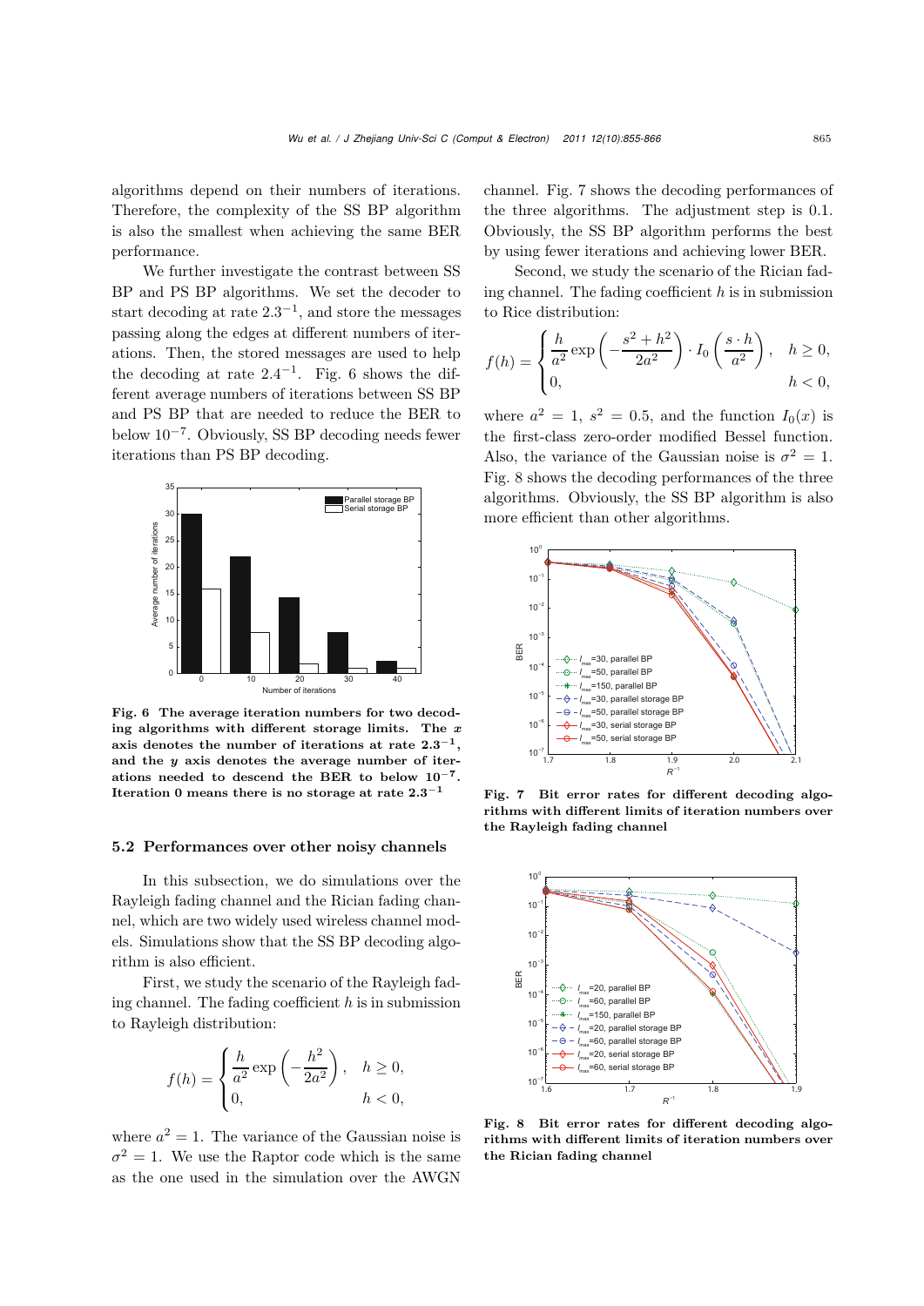algorithms depend on their numbers of iterations. Therefore, the complexity of the SS BP algorithm is also the smallest when achieving the same BER performance.

We further investigate the contrast between SS BP and PS BP algorithms. We set the decoder to start decoding at rate $2.3^{-1}$, and store the messages passing along the edges at different numbers of iterations. Then, the stored messages are used to help the decoding at rate $2.4^{-1}$. Fig. 6 shows the different average numbers of iterations between SS BP and PS BP that are needed to reduce the BER to below $10^{-7}$. Obviously, SS BP decoding needs fewer iterations than PS BP decoding.

**Fig. 6 The average iteration numbers for two decoding algorithms with different storage limits. The $x$ axis denotes the number of iterations at rate $2.3^{-1}$, and the $y$ axis denotes the average number of iterations needed to descend the BER to below $10^{-7}$. Iteration 0 means there is no storage at rate $2.3^{-1}$**

## 5.2 Performances over other noisy channels

In this subsection, we do simulations over the Rayleigh fading channel and the Rician fading channel, which are two widely used wireless channel models. Simulations show that the SS BP decoding algorithm is also efficient.

First, we study the scenario of the Rayleigh fading channel. The fading coefficient $h$ is in submission to Rayleigh distribution:

$$f(h) = \begin{cases} \dfrac{h}{a^2} \exp\left(-\dfrac{h^2}{2a^2}\right), & h \geq 0, \\ 0, & h < 0, \end{cases}$$

where $a^2 = 1$. The variance of the Gaussian noise is $\sigma^2 = 1$. We use the Raptor code which is the same as the one used in the simulation over the AWGN channel. Fig. 7 shows the decoding performances of the three algorithms. The adjustment step is 0.1. Obviously, the SS BP algorithm performs the best by using fewer iterations and achieving lower BER.

Second, we study the scenario of the Rician fading channel. The fading coefficient $h$ is in submission to Rice distribution:

$$f(h) = \begin{cases} \dfrac{h}{a^2} \exp\left(-\dfrac{s^2 + h^2}{2a^2}\right) \cdot I_0\left(\dfrac{s \cdot h}{a^2}\right), & h \geq 0, \\ 0, & h < 0, \end{cases}$$

where $a^2 = 1$, $s^2 = 0.5$, and the function $I_0(x)$ is the first-class zero-order modified Bessel function. Also, the variance of the Gaussian noise is $\sigma^2 = 1$. Fig. 8 shows the decoding performances of the three algorithms. Obviously, the SS BP algorithm is also more efficient than other algorithms.

**Fig. 7 Bit error rates for different decoding algorithms with different limits of iteration numbers over the Rayleigh fading channel**

**Fig. 8 Bit error rates for different decoding algorithms with different limits of iteration numbers over the Rician fading channel**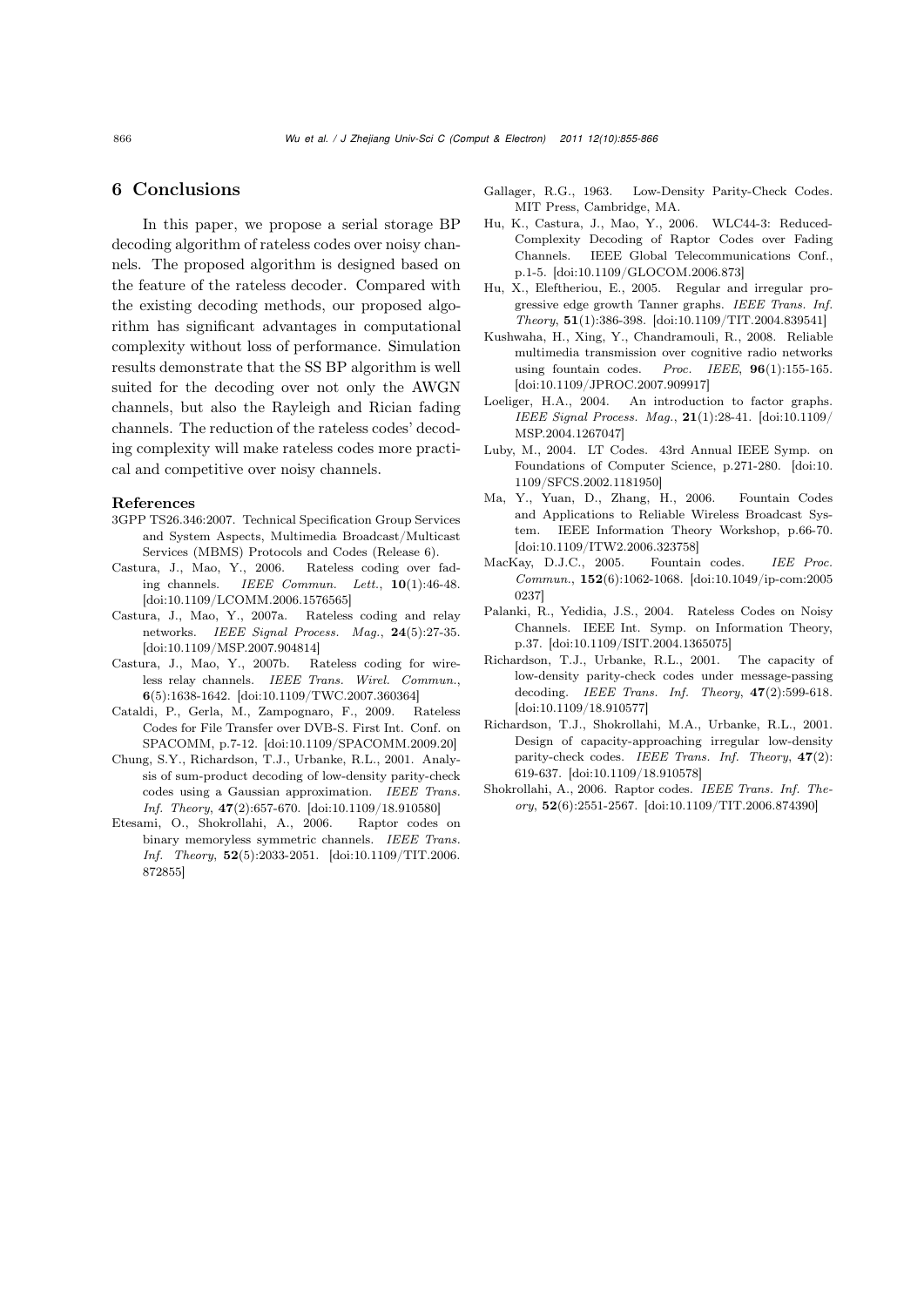## 6 Conclusions

In this paper, we propose a serial storage BP decoding algorithm of rateless codes over noisy channels. The proposed algorithm is designed based on the feature of the rateless decoder. Compared with the existing decoding methods, our proposed algorithm has significant advantages in computational complexity without loss of performance. Simulation results demonstrate that the SS BP algorithm is well suited for the decoding over not only the AWGN channels, but also the Rayleigh and Rician fading channels. The reduction of the rateless codes' decoding complexity will make rateless codes more practical and competitive over noisy channels.

### References

3GPP TS26.346:2007. Technical Specification Group Services and System Aspects, Multimedia Broadcast/Multicast Services (MBMS) Protocols and Codes (Release 6).

Castura, J., Mao, Y., 2006. Rateless coding over fading channels. *IEEE Commun. Lett.*, **10**(1):46-48. [doi:10.1109/LCOMM.2006.1576565]

Castura, J., Mao, Y., 2007a. Rateless coding and relay networks. *IEEE Signal Process. Mag.*, **24**(5):27-35. [doi:10.1109/MSP.2007.904814]

Castura, J., Mao, Y., 2007b. Rateless coding for wireless relay channels. *IEEE Trans. Wirel. Commun.*, **6**(5):1638-1642. [doi:10.1109/TWC.2007.360364]

Cataldi, P., Gerla, M., Zampognaro, F., 2009. Rateless Codes for File Transfer over DVB-S. First Int. Conf. on SPACOMM, p.7-12. [doi:10.1109/SPACOMM.2009.20]

Chung, S.Y., Richardson, T.J., Urbanke, R.L., 2001. Analysis of sum-product decoding of low-density parity-check codes using a Gaussian approximation. *IEEE Trans. Inf. Theory*, **47**(2):657-670. [doi:10.1109/18.910580]

Etesami, O., Shokrollahi, A., 2006. Raptor codes on binary memoryless symmetric channels. *IEEE Trans. Inf. Theory*, **52**(5):2033-2051. [doi:10.1109/TIT.2006.872855]

Gallager, R.G., 1963. Low-Density Parity-Check Codes. MIT Press, Cambridge, MA.

Hu, K., Castura, J., Mao, Y., 2006. WLC44-3: Reduced-Complexity Decoding of Raptor Codes over Fading Channels. IEEE Global Telecommunications Conf., p.1-5. [doi:10.1109/GLOCOM.2006.873]

Hu, X., Eleftheriou, E., 2005. Regular and irregular progressive edge growth Tanner graphs. *IEEE Trans. Inf. Theory*, **51**(1):386-398. [doi:10.1109/TIT.2004.839541]

Kushwaha, H., Xing, Y., Chandramouli, R., 2008. Reliable multimedia transmission over cognitive radio networks using fountain codes. *Proc. IEEE*, **96**(1):155-165. [doi:10.1109/JPROC.2007.909917]

Loeliger, H.A., 2004. An introduction to factor graphs. *IEEE Signal Process. Mag.*, **21**(1):28-41. [doi:10.1109/MSP.2004.1267047]

Luby, M., 2004. LT Codes. 43rd Annual IEEE Symp. on Foundations of Computer Science, p.271-280. [doi:10.1109/SFCS.2002.1181950]

Ma, Y., Yuan, D., Zhang, H., 2006. Fountain Codes and Applications to Reliable Wireless Broadcast System. IEEE Information Theory Workshop, p.66-70. [doi:10.1109/ITW2.2006.323758]

MacKay, D.J.C., 2005. Fountain codes. *IEE Proc. Commun.*, **152**(6):1062-1068. [doi:10.1049/ip-com:20050237]

Palanki, R., Yedidia, J.S., 2004. Rateless Codes on Noisy Channels. IEEE Int. Symp. on Information Theory, p.37. [doi:10.1109/ISIT.2004.1365075]

Richardson, T.J., Urbanke, R.L., 2001. The capacity of low-density parity-check codes under message-passing decoding. *IEEE Trans. Inf. Theory*, **47**(2):599-618. [doi:10.1109/18.910577]

Richardson, T.J., Shokrollahi, M.A., Urbanke, R.L., 2001. Design of capacity-approaching irregular low-density parity-check codes. *IEEE Trans. Inf. Theory*, **47**(2):619-637. [doi:10.1109/18.910578]

Shokrollahi, A., 2006. Raptor codes. *IEEE Trans. Inf. Theory*, **52**(6):2551-2567. [doi:10.1109/TIT.2006.874390]